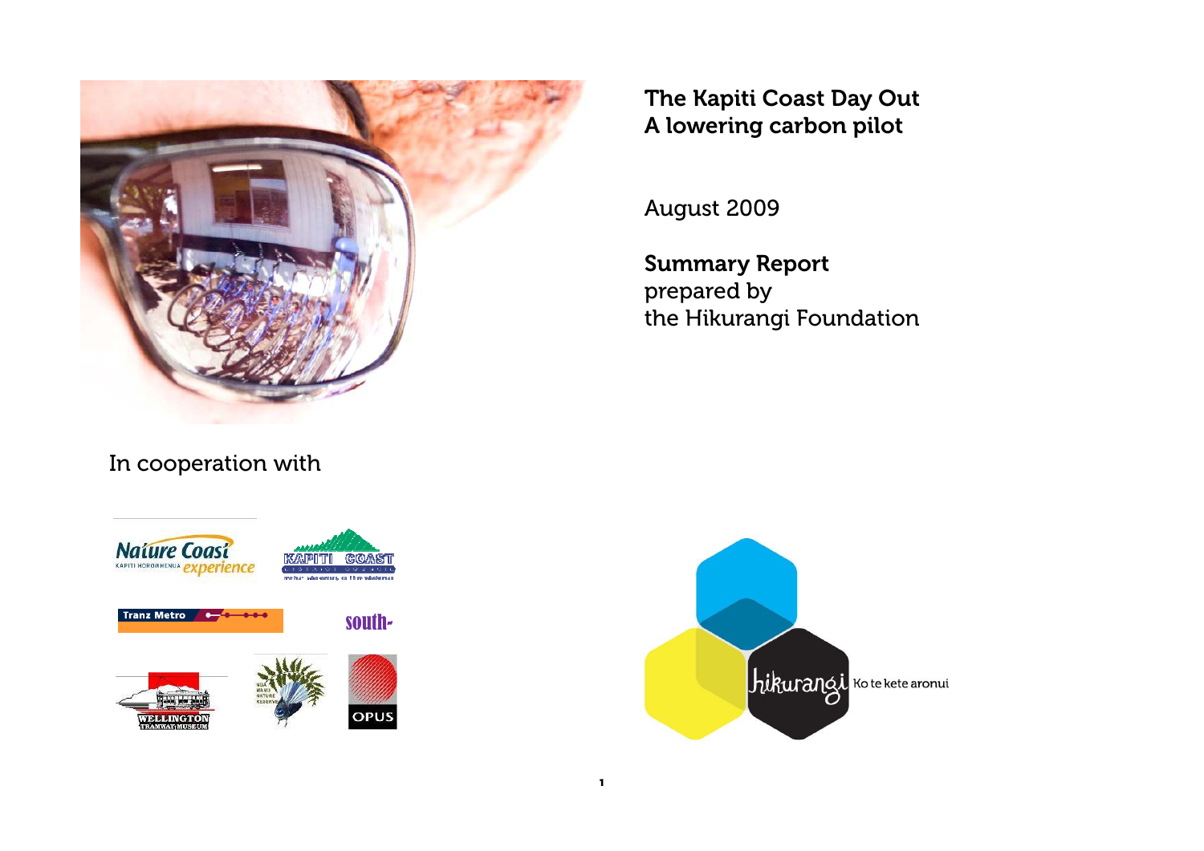# The Kapiti Coast Day Out
## A lowering carbon pilot

August 2009

**Summary Report**
prepared by
the Hikurangi Foundation

In cooperation with

Ko te kete aronui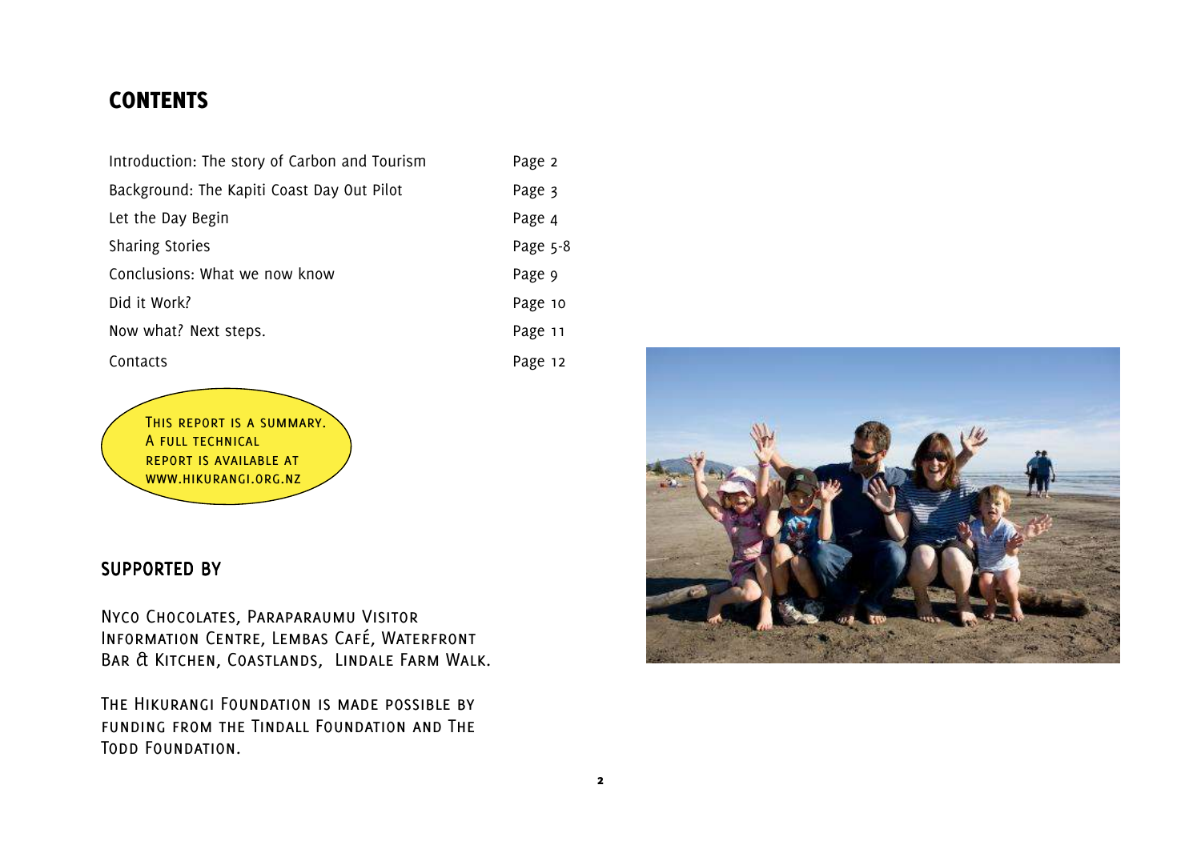# CONTENTS

| | |
|---|---|
| Introduction: The story of Carbon and Tourism | Page 2 |
| Background: The Kapiti Coast Day Out Pilot | Page 3 |
| Let the Day Begin | Page 4 |
| Sharing Stories | Page 5-8 |
| Conclusions: What we now know | Page 9 |
| Did it Work? | Page 10 |
| Now what? Next steps. | Page 11 |
| Contacts | Page 12 |

THIS REPORT IS A SUMMARY. A FULL TECHNICAL REPORT IS AVAILABLE AT WWW.HIKURANGI.ORG.NZ

## SUPPORTED BY

Nyco Chocolates, Paraparaumu Visitor Information Centre, Lembas Café, Waterfront Bar & Kitchen, Coastlands, Lindale Farm Walk.

The Hikurangi Foundation is made possible by funding from the Tindall Foundation and The Todd Foundation.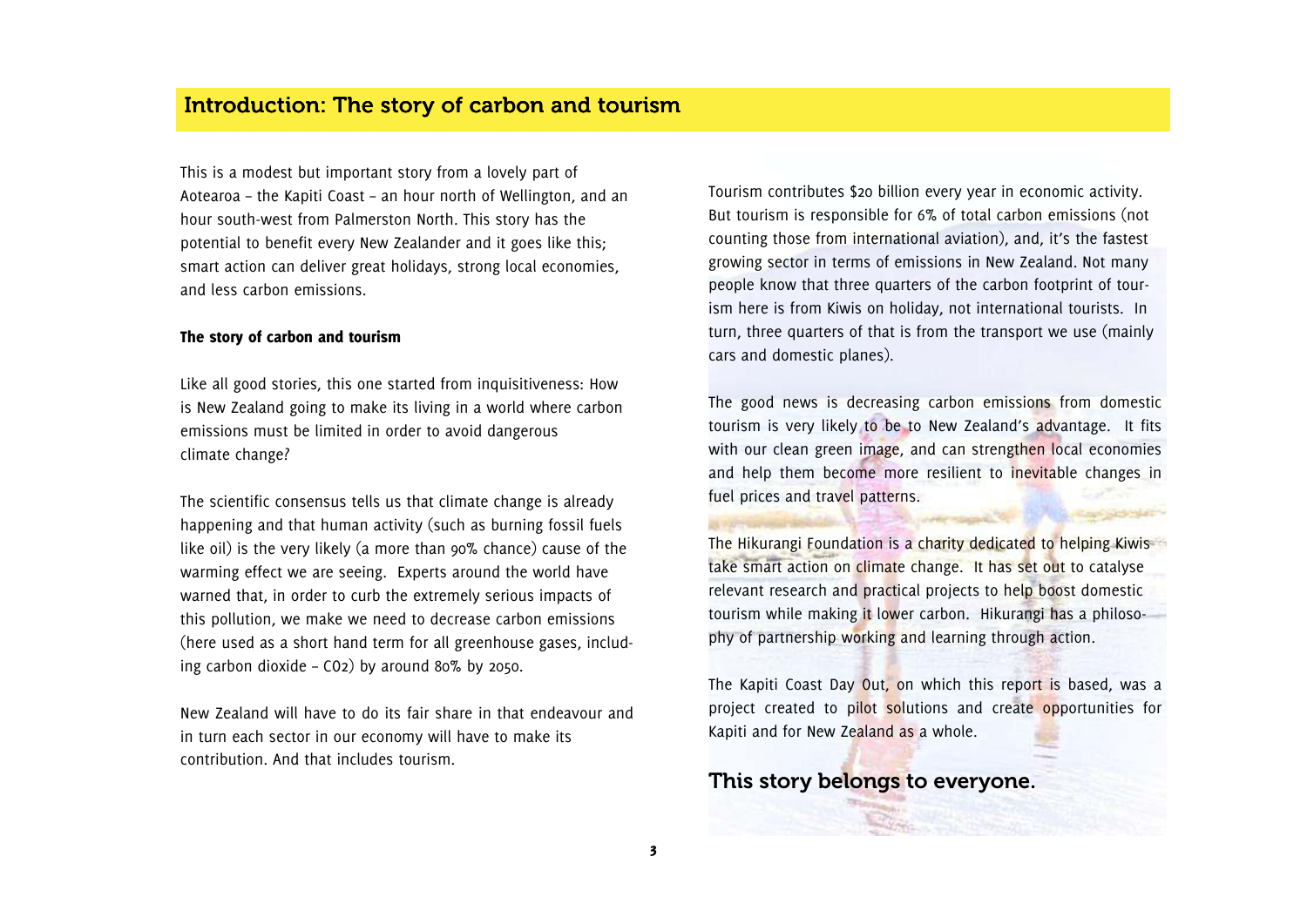# Introduction: The story of carbon and tourism

This is a modest but important story from a lovely part of Aotearoa – the Kapiti Coast – an hour north of Wellington, and an hour south-west from Palmerston North. This story has the potential to benefit every New Zealander and it goes like this; smart action can deliver great holidays, strong local economies, and less carbon emissions.

**The story of carbon and tourism**

Like all good stories, this one started from inquisitiveness: How is New Zealand going to make its living in a world where carbon emissions must be limited in order to avoid dangerous climate change?

The scientific consensus tells us that climate change is already happening and that human activity (such as burning fossil fuels like oil) is the very likely (a more than 90% chance) cause of the warming effect we are seeing. Experts around the world have warned that, in order to curb the extremely serious impacts of this pollution, we make we need to decrease carbon emissions (here used as a short hand term for all greenhouse gases, including carbon dioxide – $CO_2$) by around 80% by 2050.

New Zealand will have to do its fair share in that endeavour and in turn each sector in our economy will have to make its contribution. And that includes tourism.

Tourism contributes $20 billion every year in economic activity. But tourism is responsible for 6% of total carbon emissions (not counting those from international aviation), and, it's the fastest growing sector in terms of emissions in New Zealand. Not many people know that three quarters of the carbon footprint of tourism here is from Kiwis on holiday, not international tourists. In turn, three quarters of that is from the transport we use (mainly cars and domestic planes).

The good news is decreasing carbon emissions from domestic tourism is very likely to be to New Zealand's advantage. It fits with our clean green image, and can strengthen local economies and help them become more resilient to inevitable changes in fuel prices and travel patterns.

The Hikurangi Foundation is a charity dedicated to helping Kiwis take smart action on climate change. It has set out to catalyse relevant research and practical projects to help boost domestic tourism while making it lower carbon. Hikurangi has a philosophy of partnership working and learning through action.

The Kapiti Coast Day Out, on which this report is based, was a project created to pilot solutions and create opportunities for Kapiti and for New Zealand as a whole.

## This story belongs to everyone.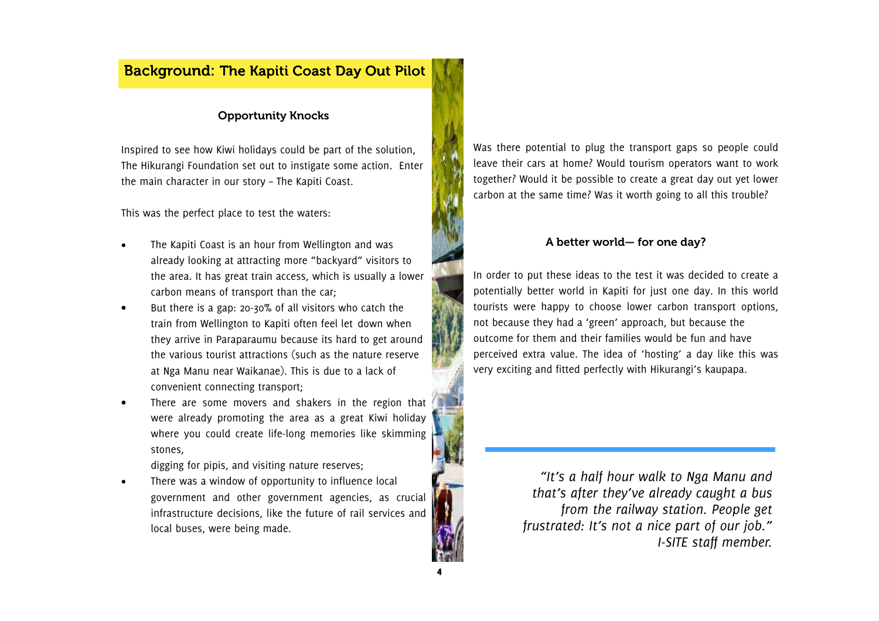## Background: The Kapiti Coast Day Out Pilot

### Opportunity Knocks

Inspired to see how Kiwi holidays could be part of the solution, The Hikurangi Foundation set out to instigate some action. Enter the main character in our story – The Kapiti Coast.

This was the perfect place to test the waters:

- The Kapiti Coast is an hour from Wellington and was already looking at attracting more "backyard" visitors to the area. It has great train access, which is usually a lower carbon means of transport than the car;
- But there is a gap: 20-30% of all visitors who catch the train from Wellington to Kapiti often feel let down when they arrive in Paraparaumu because its hard to get around the various tourist attractions (such as the nature reserve at Nga Manu near Waikanae). This is due to a lack of convenient connecting transport;
- There are some movers and shakers in the region that were already promoting the area as a great Kiwi holiday where you could create life-long memories like skimming stones,

  digging for pipis, and visiting nature reserves;
- There was a window of opportunity to influence local government and other government agencies, as crucial infrastructure decisions, like the future of rail services and local buses, were being made.

Was there potential to plug the transport gaps so people could leave their cars at home? Would tourism operators want to work together? Would it be possible to create a great day out yet lower carbon at the same time? Was it worth going to all this trouble?

### A better world— for one day?

In order to put these ideas to the test it was decided to create a potentially better world in Kapiti for just one day. In this world tourists were happy to choose lower carbon transport options, not because they had a 'green' approach, but because the outcome for them and their families would be fun and have perceived extra value. The idea of 'hosting' a day like this was very exciting and fitted perfectly with Hikurangi's kaupapa.

*"It's a half hour walk to Nga Manu and that's after they've already caught a bus from the railway station. People get frustrated: It's not a nice part of our job." I-SITE staff member.*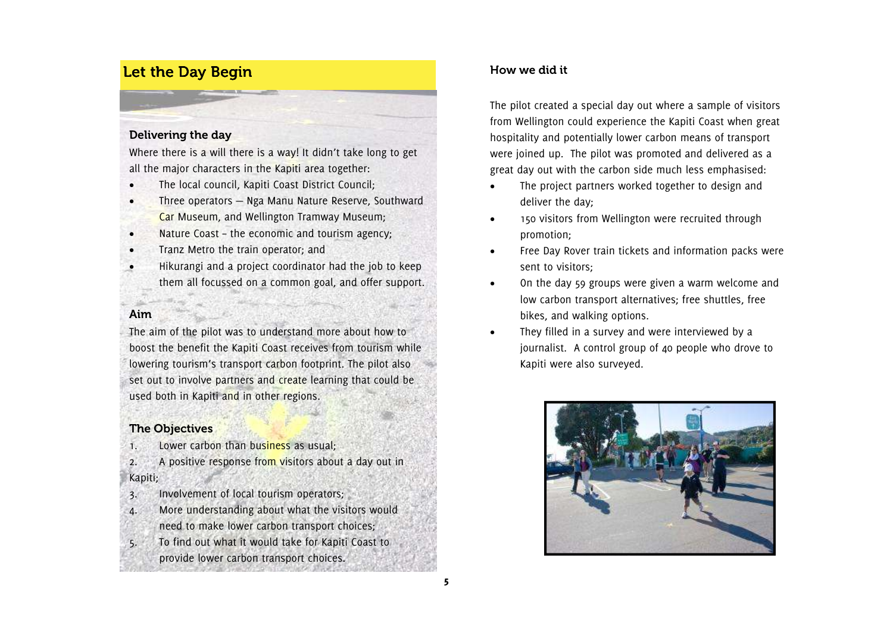## Let the Day Begin

### Delivering the day

Where there is a will there is a way! It didn't take long to get all the major characters in the Kapiti area together:

- The local council, Kapiti Coast District Council;
- Three operators — Nga Manu Nature Reserve, Southward Car Museum, and Wellington Tramway Museum;
- Nature Coast – the economic and tourism agency;
- Tranz Metro the train operator; and
- Hikurangi and a project coordinator had the job to keep them all focussed on a common goal, and offer support.

### Aim

The aim of the pilot was to understand more about how to boost the benefit the Kapiti Coast receives from tourism while lowering tourism's transport carbon footprint. The pilot also set out to involve partners and create learning that could be used both in Kapiti and in other regions.

### The Objectives

1. Lower carbon than business as usual;
2. A positive response from visitors about a day out in Kapiti;
3. Involvement of local tourism operators;
4. More understanding about what the visitors would need to make lower carbon transport choices;
5. To find out what it would take for Kapiti Coast to provide lower carbon transport choices.

### How we did it

The pilot created a special day out where a sample of visitors from Wellington could experience the Kapiti Coast when great hospitality and potentially lower carbon means of transport were joined up. The pilot was promoted and delivered as a great day out with the carbon side much less emphasised:

- The project partners worked together to design and deliver the day;
- 150 visitors from Wellington were recruited through promotion;
- Free Day Rover train tickets and information packs were sent to visitors;
- On the day 59 groups were given a warm welcome and low carbon transport alternatives; free shuttles, free bikes, and walking options.
- They filled in a survey and were interviewed by a journalist. A control group of 40 people who drove to Kapiti were also surveyed.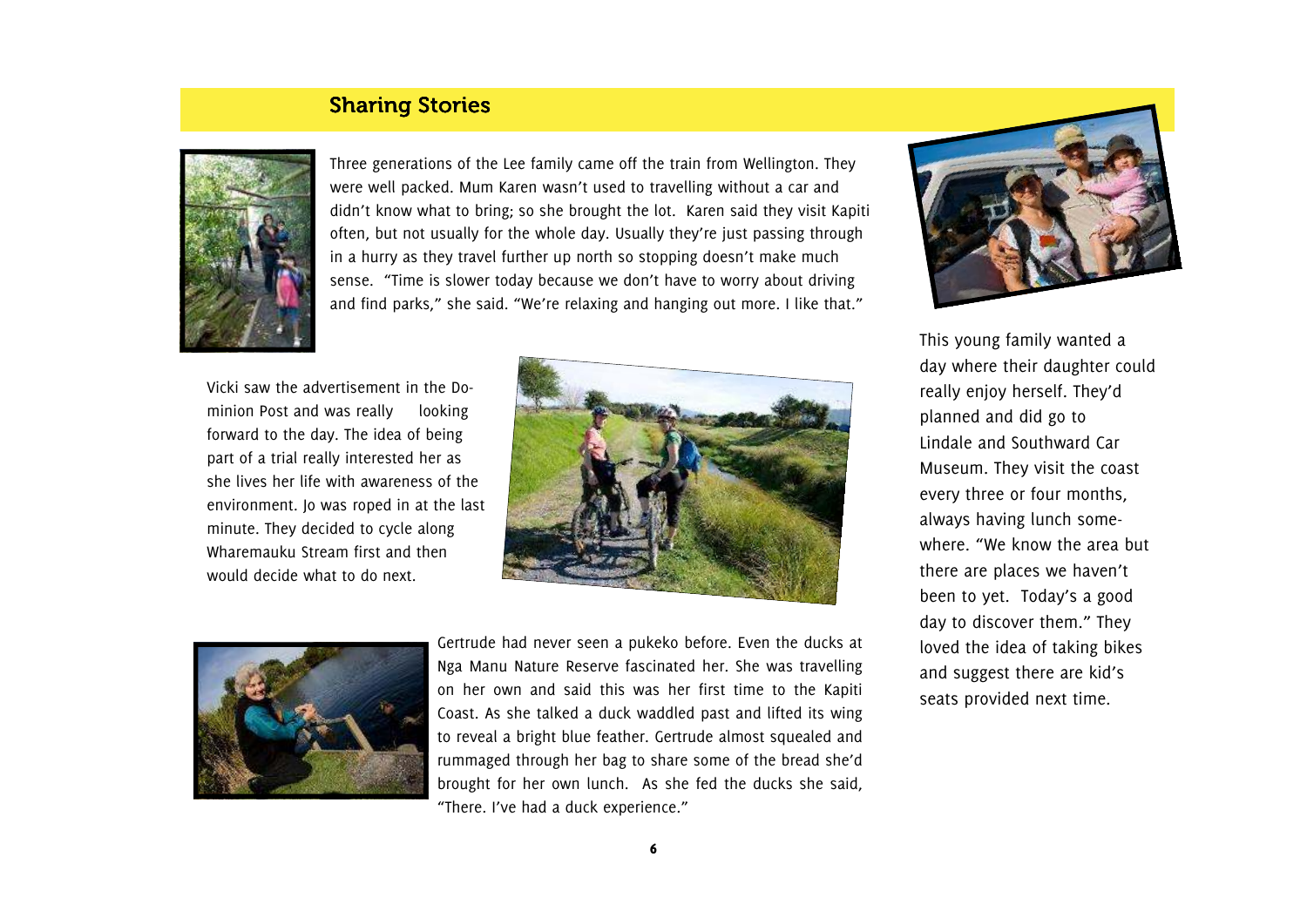## Sharing Stories

Three generations of the Lee family came off the train from Wellington. They were well packed. Mum Karen wasn't used to travelling without a car and didn't know what to bring; so she brought the lot. Karen said they visit Kapiti often, but not usually for the whole day. Usually they're just passing through in a hurry as they travel further up north so stopping doesn't make much sense. "Time is slower today because we don't have to worry about driving and find parks," she said. "We're relaxing and hanging out more. I like that."

Vicki saw the advertisement in the Dominion Post and was really looking forward to the day. The idea of being part of a trial really interested her as she lives her life with awareness of the environment. Jo was roped in at the last minute. They decided to cycle along Wharemauku Stream first and then would decide what to do next.

Gertrude had never seen a pukeko before. Even the ducks at Nga Manu Nature Reserve fascinated her. She was travelling on her own and said this was her first time to the Kapiti Coast. As she talked a duck waddled past and lifted its wing to reveal a bright blue feather. Gertrude almost squealed and rummaged through her bag to share some of the bread she'd brought for her own lunch. As she fed the ducks she said, "There. I've had a duck experience."

This young family wanted a day where their daughter could really enjoy herself. They'd planned and did go to Lindale and Southward Car Museum. They visit the coast every three or four months, always having lunch somewhere. "We know the area but there are places we haven't been to yet. Today's a good day to discover them." They loved the idea of taking bikes and suggest there are kid's seats provided next time.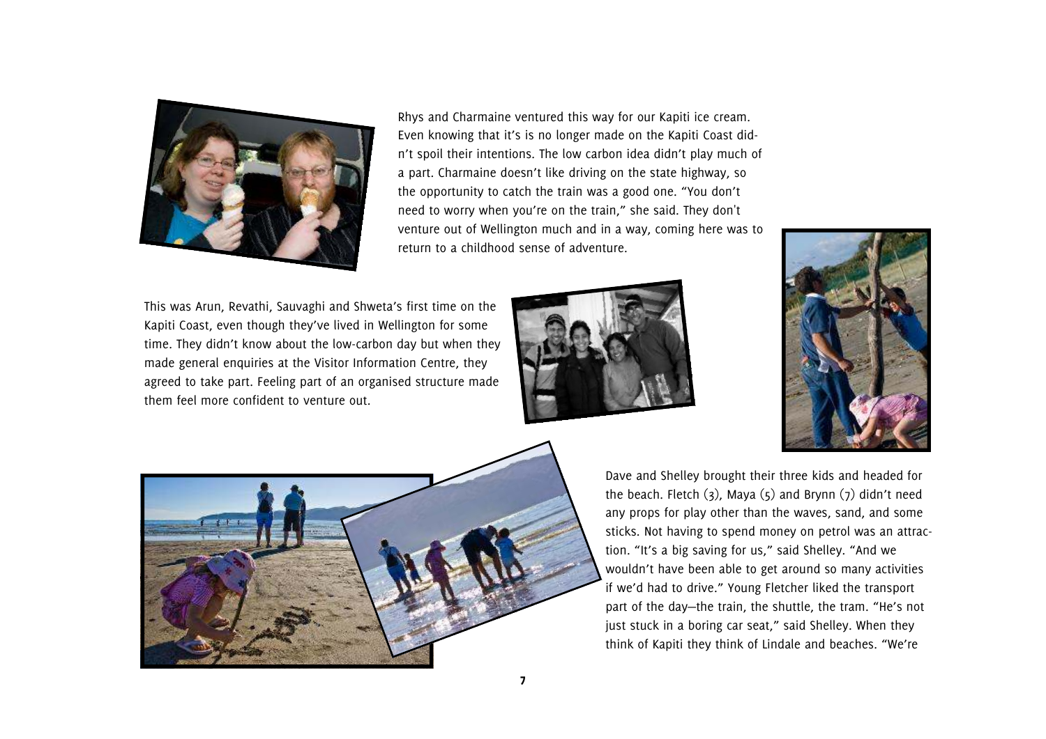Rhys and Charmaine ventured this way for our Kapiti ice cream. Even knowing that it's is no longer made on the Kapiti Coast didn't spoil their intentions. The low carbon idea didn't play much of a part. Charmaine doesn't like driving on the state highway, so the opportunity to catch the train was a good one. "You don't need to worry when you're on the train," she said. They don't venture out of Wellington much and in a way, coming here was to return to a childhood sense of adventure.

This was Arun, Revathi, Sauvaghi and Shweta's first time on the Kapiti Coast, even though they've lived in Wellington for some time. They didn't know about the low-carbon day but when they made general enquiries at the Visitor Information Centre, they agreed to take part. Feeling part of an organised structure made them feel more confident to venture out.

Dave and Shelley brought their three kids and headed for the beach. Fletch (3), Maya (5) and Brynn (7) didn't need any props for play other than the waves, sand, and some sticks. Not having to spend money on petrol was an attraction. "It's a big saving for us," said Shelley. "And we wouldn't have been able to get around so many activities if we'd had to drive." Young Fletcher liked the transport part of the day—the train, the shuttle, the tram. "He's not just stuck in a boring car seat," said Shelley. When they think of Kapiti they think of Lindale and beaches. "We're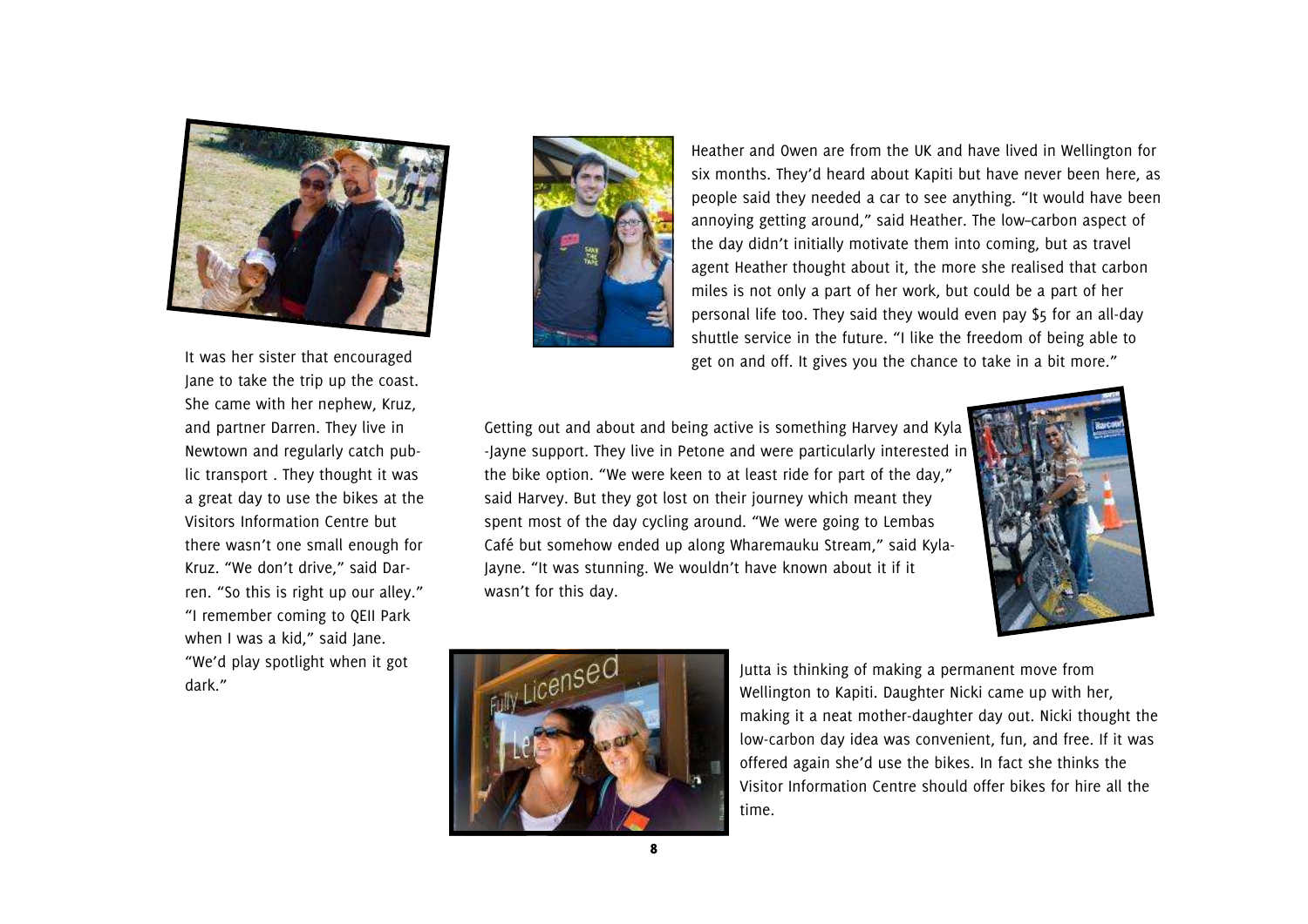It was her sister that encouraged Jane to take the trip up the coast. She came with her nephew, Kruz, and partner Darren. They live in Newtown and regularly catch public transport . They thought it was a great day to use the bikes at the Visitors Information Centre but there wasn't one small enough for Kruz. "We don't drive," said Darren. "So this is right up our alley." "I remember coming to QEII Park when I was a kid," said Jane. "We'd play spotlight when it got dark."

Heather and Owen are from the UK and have lived in Wellington for six months. They'd heard about Kapiti but have never been here, as people said they needed a car to see anything. "It would have been annoying getting around," said Heather. The low–carbon aspect of the day didn't initially motivate them into coming, but as travel agent Heather thought about it, the more she realised that carbon miles is not only a part of her work, but could be a part of her personal life too. They said they would even pay $5 for an all-day shuttle service in the future. "I like the freedom of being able to get on and off. It gives you the chance to take in a bit more."

Getting out and about and being active is something Harvey and Kyla-Jayne support. They live in Petone and were particularly interested in the bike option. "We were keen to at least ride for part of the day," said Harvey. But they got lost on their journey which meant they spent most of the day cycling around. "We were going to Lembas Café but somehow ended up along Wharemauku Stream," said Kyla-Jayne. "It was stunning. We wouldn't have known about it if it wasn't for this day.

Jutta is thinking of making a permanent move from Wellington to Kapiti. Daughter Nicki came up with her, making it a neat mother-daughter day out. Nicki thought the low-carbon day idea was convenient, fun, and free. If it was offered again she'd use the bikes. In fact she thinks the Visitor Information Centre should offer bikes for hire all the time.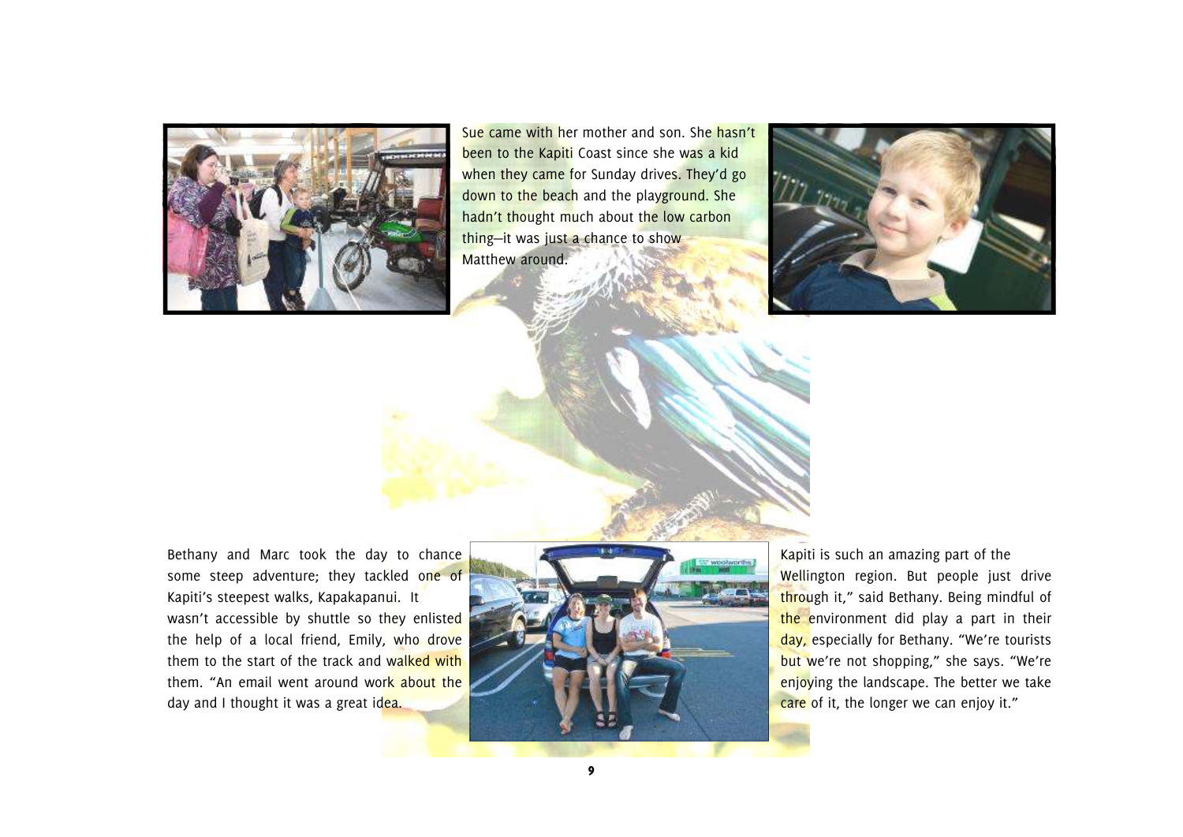Sue came with her mother and son. She hasn't been to the Kapiti Coast since she was a kid when they came for Sunday drives. They'd go down to the beach and the playground. She hadn't thought much about the low carbon thing—it was just a chance to show Matthew around.

Bethany and Marc took the day to chance some steep adventure; they tackled one of Kapiti's steepest walks, Kapakapanui. It wasn't accessible by shuttle so they enlisted the help of a local friend, Emily, who drove them to the start of the track and walked with them. "An email went around work about the day and I thought it was a great idea. Kapiti is such an amazing part of the Wellington region. But people just drive through it," said Bethany. Being mindful of the environment did play a part in their day, especially for Bethany. "We're tourists but we're not shopping," she says. "We're enjoying the landscape. The better we take care of it, the longer we can enjoy it."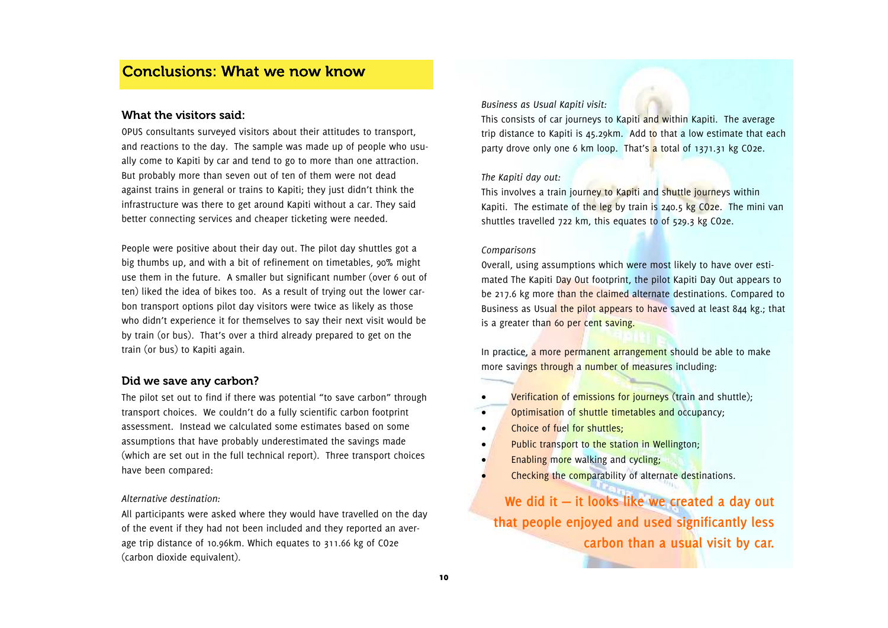# Conclusions: What we now know

## What the visitors said:

OPUS consultants surveyed visitors about their attitudes to transport, and reactions to the day. The sample was made up of people who usually come to Kapiti by car and tend to go to more than one attraction. But probably more than seven out of ten of them were not dead against trains in general or trains to Kapiti; they just didn't think the infrastructure was there to get around Kapiti without a car. They said better connecting services and cheaper ticketing were needed.

People were positive about their day out. The pilot day shuttles got a big thumbs up, and with a bit of refinement on timetables, 90% might use them in the future. A smaller but significant number (over 6 out of ten) liked the idea of bikes too. As a result of trying out the lower carbon transport options pilot day visitors were twice as likely as those who didn't experience it for themselves to say their next visit would be by train (or bus). That's over a third already prepared to get on the train (or bus) to Kapiti again.

## Did we save any carbon?

The pilot set out to find if there was potential "to save carbon" through transport choices. We couldn't do a fully scientific carbon footprint assessment. Instead we calculated some estimates based on some assumptions that have probably underestimated the savings made (which are set out in the full technical report). Three transport choices have been compared:

*Alternative destination:*

All participants were asked where they would have travelled on the day of the event if they had not been included and they reported an average trip distance of 10.96km. Which equates to 311.66 kg of CO2e (carbon dioxide equivalent).

*Business as Usual Kapiti visit:*

This consists of car journeys to Kapiti and within Kapiti. The average trip distance to Kapiti is 45.29km. Add to that a low estimate that each party drove only one 6 km loop. That's a total of 1371.31 kg CO2e.

*The Kapiti day out:*

This involves a train journey to Kapiti and shuttle journeys within Kapiti. The estimate of the leg by train is 240.5 kg CO2e. The mini van shuttles travelled 722 km, this equates to of 529.3 kg CO2e.

*Comparisons*

Overall, using assumptions which were most likely to have over estimated The Kapiti Day Out footprint, the pilot Kapiti Day Out appears to be 217.6 kg more than the claimed alternate destinations. Compared to Business as Usual the pilot appears to have saved at least 844 kg.; that is a greater than 60 per cent saving.

In practice, a more permanent arrangement should be able to make more savings through a number of measures including:

- Verification of emissions for journeys (train and shuttle);
- Optimisation of shuttle timetables and occupancy;
- Choice of fuel for shuttles;
- Public transport to the station in Wellington;
- Enabling more walking and cycling;
- Checking the comparability of alternate destinations.

**We did it – it looks like we created a day out that people enjoyed and used significantly less carbon than a usual visit by car.**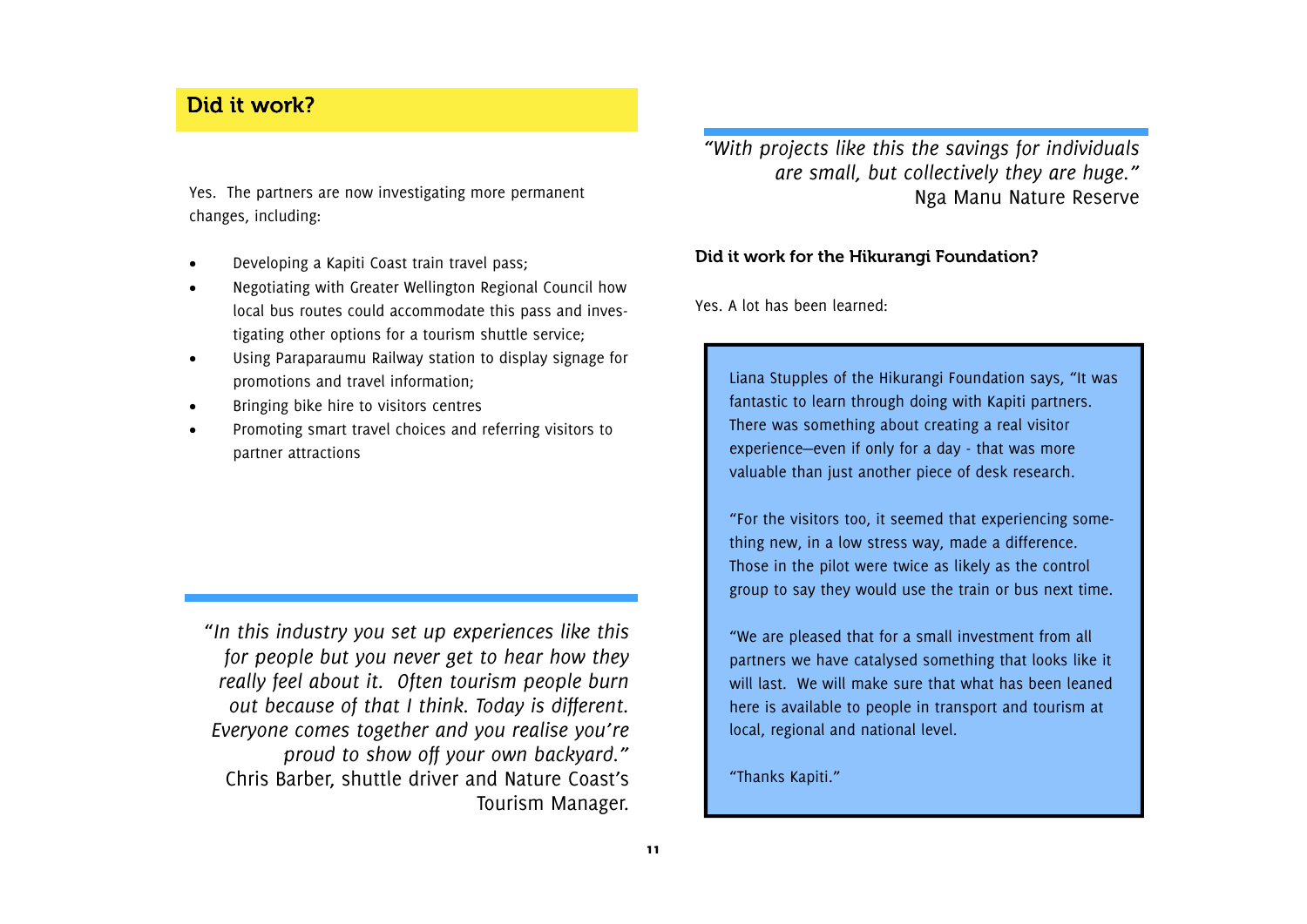## Did it work?

Yes. The partners are now investigating more permanent changes, including:

- Developing a Kapiti Coast train travel pass;
- Negotiating with Greater Wellington Regional Council how local bus routes could accommodate this pass and investigating other options for a tourism shuttle service;
- Using Paraparaumu Railway station to display signage for promotions and travel information;
- Bringing bike hire to visitors centres
- Promoting smart travel choices and referring visitors to partner attractions

*"In this industry you set up experiences like this for people but you never get to hear how they really feel about it. Often tourism people burn out because of that I think. Today is different. Everyone comes together and you realise you're proud to show off your own backyard."*
Chris Barber, shuttle driver and Nature Coast's Tourism Manager.

*"With projects like this the savings for individuals are small, but collectively they are huge."*
Nga Manu Nature Reserve

### Did it work for the Hikurangi Foundation?

Yes. A lot has been learned:

Liana Stupples of the Hikurangi Foundation says, "It was fantastic to learn through doing with Kapiti partners. There was something about creating a real visitor experience—even if only for a day - that was more valuable than just another piece of desk research.

"For the visitors too, it seemed that experiencing something new, in a low stress way, made a difference. Those in the pilot were twice as likely as the control group to say they would use the train or bus next time.

"We are pleased that for a small investment from all partners we have catalysed something that looks like it will last. We will make sure that what has been leaned here is available to people in transport and tourism at local, regional and national level.

"Thanks Kapiti."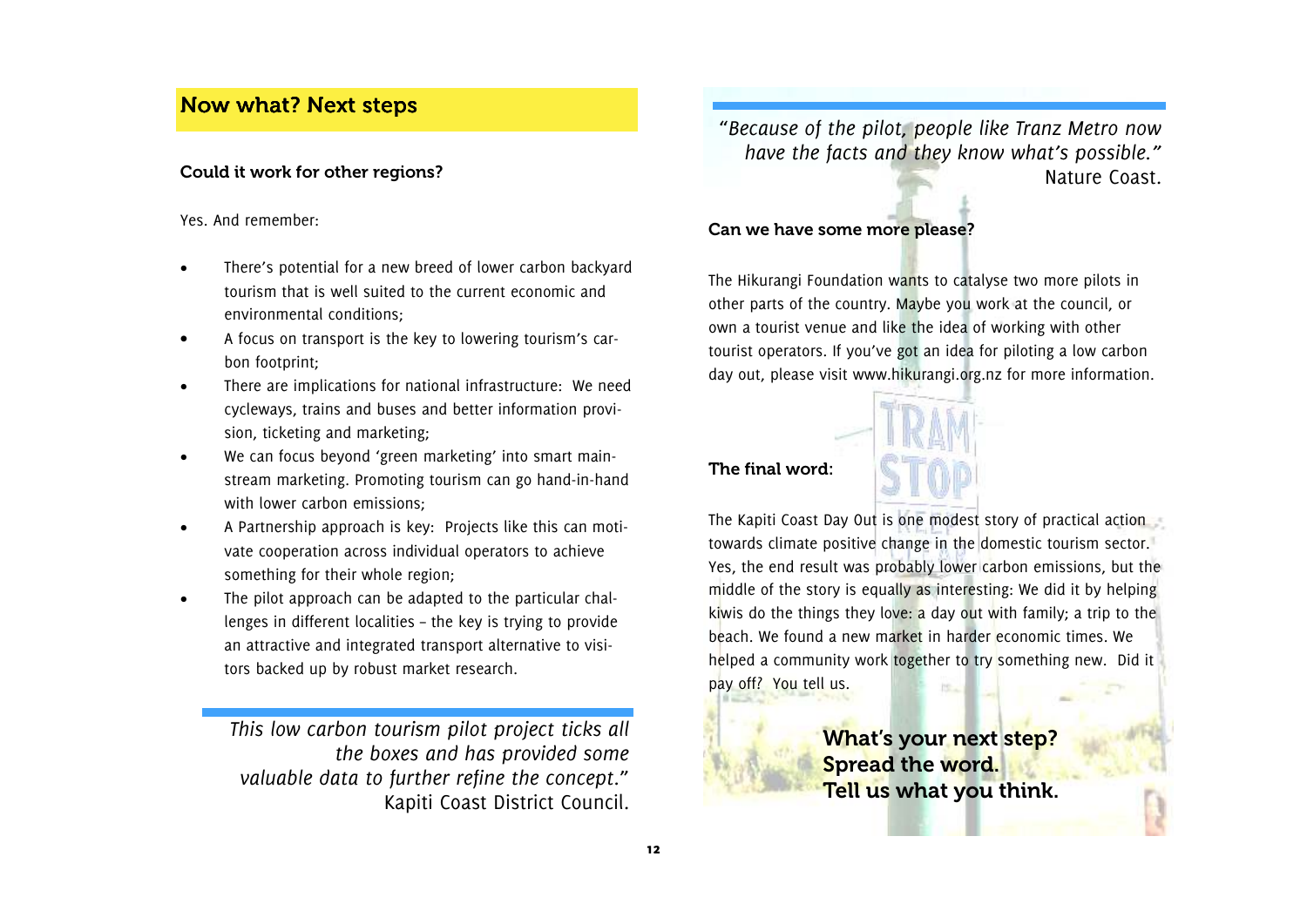## Now what? Next steps

### Could it work for other regions?

Yes. And remember:

- There's potential for a new breed of lower carbon backyard tourism that is well suited to the current economic and environmental conditions;
- A focus on transport is the key to lowering tourism's carbon footprint;
- There are implications for national infrastructure: We need cycleways, trains and buses and better information provision, ticketing and marketing;
- We can focus beyond 'green marketing' into smart mainstream marketing. Promoting tourism can go hand-in-hand with lower carbon emissions;
- A Partnership approach is key: Projects like this can motivate cooperation across individual operators to achieve something for their whole region;
- The pilot approach can be adapted to the particular challenges in different localities – the key is trying to provide an attractive and integrated transport alternative to visitors backed up by robust market research.

*This low carbon tourism pilot project ticks all the boxes and has provided some valuable data to further refine the concept."*
Kapiti Coast District Council.

*"Because of the pilot, people like Tranz Metro now have the facts and they know what's possible."*
Nature Coast.

### Can we have some more please?

The Hikurangi Foundation wants to catalyse two more pilots in other parts of the country. Maybe you work at the council, or own a tourist venue and like the idea of working with other tourist operators. If you've got an idea for piloting a low carbon day out, please visit www.hikurangi.org.nz for more information.

### The final word:

The Kapiti Coast Day Out is one modest story of practical action towards climate positive change in the domestic tourism sector. Yes, the end result was probably lower carbon emissions, but the middle of the story is equally as interesting: We did it by helping kiwis do the things they love: a day out with family; a trip to the beach. We found a new market in harder economic times. We helped a community work together to try something new. Did it pay off? You tell us.

**What's your next step?**
**Spread the word.**
**Tell us what you think.**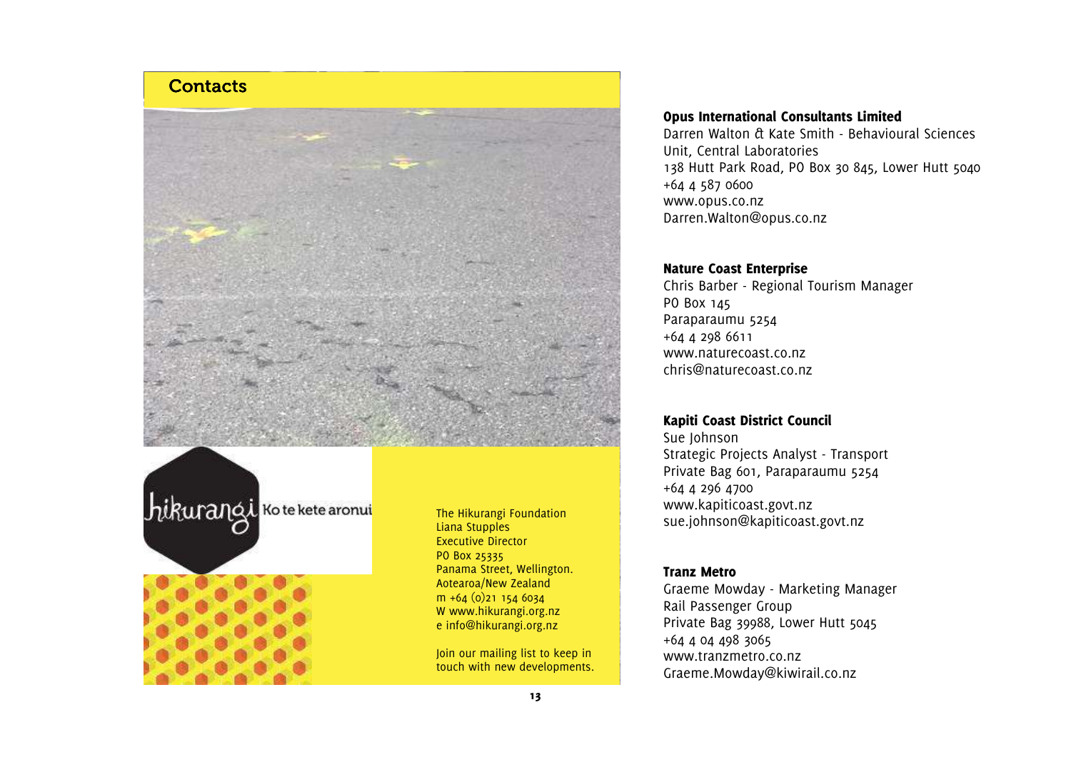## Contacts

hikurangi Ko te kete aronui

The Hikurangi Foundation
Liana Stupples
Executive Director
PO Box 25335
Panama Street, Wellington.
Aotearoa/New Zealand
m +64 (0)21 154 6034
W www.hikurangi.org.nz
e info@hikurangi.org.nz

Join our mailing list to keep in touch with new developments.

**Opus International Consultants Limited**
Darren Walton & Kate Smith - Behavioural Sciences Unit, Central Laboratories
138 Hutt Park Road, PO Box 30 845, Lower Hutt 5040
+64 4 587 0600
www.opus.co.nz
Darren.Walton@opus.co.nz

**Nature Coast Enterprise**
Chris Barber - Regional Tourism Manager
PO Box 145
Paraparaumu 5254
+64 4 298 6611
www.naturecoast.co.nz
chris@naturecoast.co.nz

**Kapiti Coast District Council**
Sue Johnson
Strategic Projects Analyst - Transport
Private Bag 601, Paraparaumu 5254
+64 4 296 4700
www.kapiticoast.govt.nz
sue.johnson@kapiticoast.govt.nz

**Tranz Metro**
Graeme Mowday - Marketing Manager
Rail Passenger Group
Private Bag 39988, Lower Hutt 5045
+64 4 04 498 3065
www.tranzmetro.co.nz
Graeme.Mowday@kiwirail.co.nz